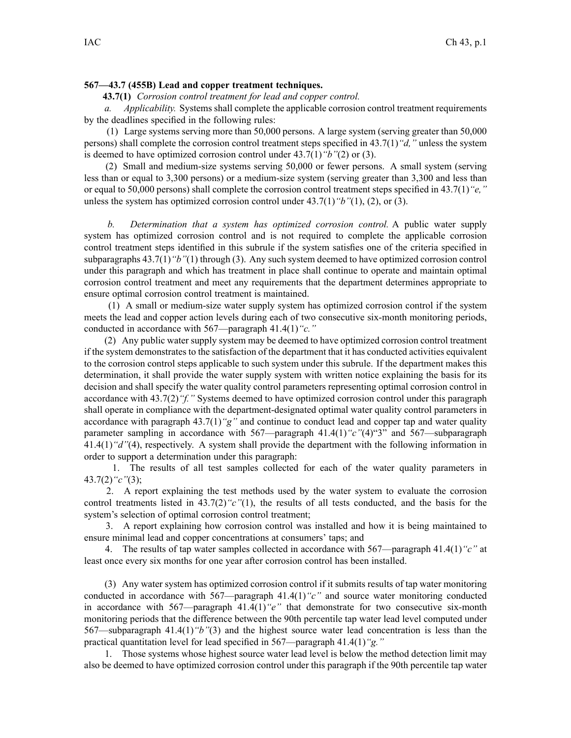**567—43.7 (455B) Lead and copper treatment techniques.**

**43.7(1)** *Corrosion control treatment for lead and copper control.*

*a. Applicability.* Systems shall complete the applicable corrosion control treatment requirements by the deadlines specified in the following rules:

(1) Large systems serving more than 50,000 persons. A large system (serving greater than 50,000 persons) shall complete the corrosion control treatment steps specified in 43.7(1)*"d,"* unless the system is deemed to have optimized corrosion control under 43.7(1)*"b"*(2) or (3).

(2) Small and medium-size systems serving 50,000 or fewer persons. A small system (serving less than or equal to 3,300 persons) or a medium-size system (serving greater than 3,300 and less than or equal to 50,000 persons) shall complete the corrosion control treatment steps specified in 43.7(1)*"e,"* unless the system has optimized corrosion control under 43.7(1)*"b"*(1), (2), or (3).

*b. Determination that a system has optimized corrosion control.* A public water supply system has optimized corrosion control and is not required to complete the applicable corrosion control treatment steps identified in this subrule if the system satisfies one of the criteria specified in subparagraphs 43.7(1)*"b"*(1) through (3). Any such system deemed to have optimized corrosion control under this paragraph and which has treatment in place shall continue to operate and maintain optimal corrosion control treatment and meet any requirements that the department determines appropriate to ensure optimal corrosion control treatment is maintained.

(1) A small or medium-size water supply system has optimized corrosion control if the system meets the lead and copper action levels during each of two consecutive six-month monitoring periods, conducted in accordance with 567—paragraph 41.4(1)*"c."*

(2) Any public water supply system may be deemed to have optimized corrosion control treatment if the system demonstrates to the satisfaction of the department that it has conducted activities equivalent to the corrosion control steps applicable to such system under this subrule. If the department makes this determination, it shall provide the water supply system with written notice explaining the basis for its decision and shall specify the water quality control parameters representing optimal corrosion control in accordance with 43.7(2)*"f."* Systems deemed to have optimized corrosion control under this paragraph shall operate in compliance with the department-designated optimal water quality control parameters in accordance with paragraph 43.7(1)*"g"* and continue to conduct lead and copper tap and water quality parameter sampling in accordance with 567—paragraph 41.4(1)*"c"*(4)"3" and 567—subparagraph 41.4(1)*"d"*(4), respectively. A system shall provide the department with the following information in order to support a determination under this paragraph:

1. The results of all test samples collected for each of the water quality parameters in 43.7(2)*"c"*(3);

2. A report explaining the test methods used by the water system to evaluate the corrosion control treatments listed in 43.7(2)*"c"*(1), the results of all tests conducted, and the basis for the system's selection of optimal corrosion control treatment;

3. A report explaining how corrosion control was installed and how it is being maintained to ensure minimal lead and copper concentrations at consumers' taps; and

4. The results of tap water samples collected in accordance with 567—paragraph 41.4(1)*"c"* at least once every six months for one year after corrosion control has been installed.

(3) Any water system has optimized corrosion control if it submits results of tap water monitoring conducted in accordance with 567—paragraph 41.4(1)*"c"* and source water monitoring conducted in accordance with 567—paragraph 41.4(1)*"e"* that demonstrate for two consecutive six-month monitoring periods that the difference between the 90th percentile tap water lead level computed under 567—subparagraph 41.4(1)*"b"*(3) and the highest source water lead concentration is less than the practical quantitation level for lead specified in 567—paragraph 41.4(1)*"g."*

1. Those systems whose highest source water lead level is below the method detection limit may also be deemed to have optimized corrosion control under this paragraph if the 90th percentile tap water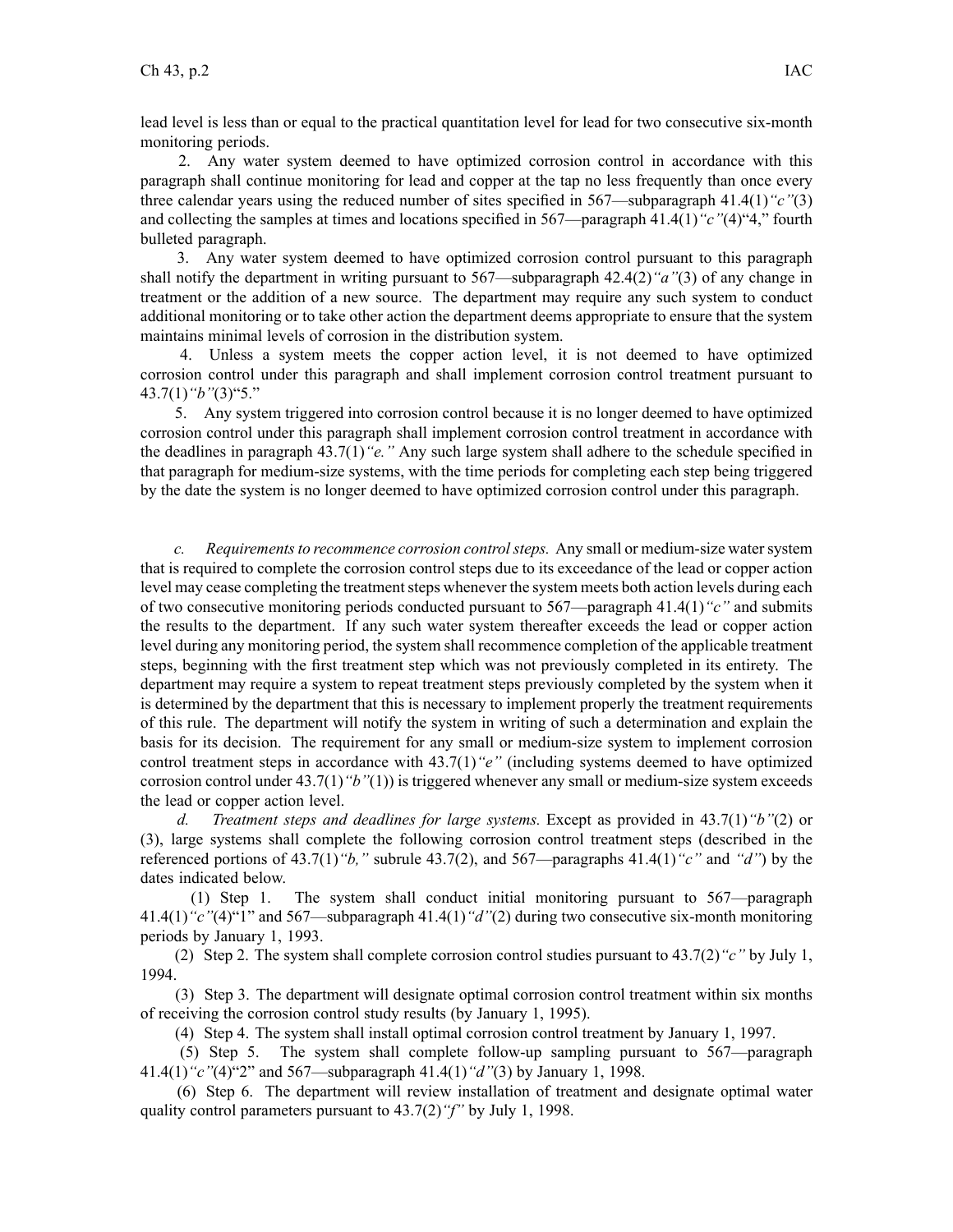lead level is less than or equal to the practical quantitation level for lead for two consecutive six-month monitoring periods.

2. Any water system deemed to have optimized corrosion control in accordance with this paragraph shall continue monitoring for lead and copper at the tap no less frequently than once every three calendar years using the reduced number of sites specified in 567—subparagraph 41.4(1)*"c"*(3) and collecting the samples at times and locations specified in 567—paragraph 41.4(1)*"c"*(4)"4," fourth bulleted paragraph.

3. Any water system deemed to have optimized corrosion control pursuant to this paragraph shall notify the department in writing pursuant to 567—subparagraph 42.4(2)*"a"*(3) of any change in treatment or the addition of a new source. The department may require any such system to conduct additional monitoring or to take other action the department deems appropriate to ensure that the system maintains minimal levels of corrosion in the distribution system.

4. Unless a system meets the copper action level, it is not deemed to have optimized corrosion control under this paragraph and shall implement corrosion control treatment pursuant to 43.7(1)*"b"*(3)"5."

5. Any system triggered into corrosion control because it is no longer deemed to have optimized corrosion control under this paragraph shall implement corrosion control treatment in accordance with the deadlines in paragraph 43.7(1)*"e."* Any such large system shall adhere to the schedule specified in that paragraph for medium-size systems, with the time periods for completing each step being triggered by the date the system is no longer deemed to have optimized corrosion control under this paragraph.

*c. Requirements to recommence corrosion control steps.* Any small or medium-size water system that is required to complete the corrosion control steps due to its exceedance of the lead or copper action level may cease completing the treatment steps whenever the system meets both action levels during each of two consecutive monitoring periods conducted pursuant to 567—paragraph 41.4(1)*"c"* and submits the results to the department. If any such water system thereafter exceeds the lead or copper action level during any monitoring period, the system shall recommence completion of the applicable treatment steps, beginning with the first treatment step which was not previously completed in its entirety. The department may require a system to repeat treatment steps previously completed by the system when it is determined by the department that this is necessary to implement properly the treatment requirements of this rule. The department will notify the system in writing of such a determination and explain the basis for its decision. The requirement for any small or medium-size system to implement corrosion control treatment steps in accordance with 43.7(1)*"e"* (including systems deemed to have optimized corrosion control under 43.7(1)*"b"*(1)) is triggered whenever any small or medium-size system exceeds the lead or copper action level.

*d. Treatment steps and deadlines for large systems.* Except as provided in 43.7(1)*"b"*(2) or (3), large systems shall complete the following corrosion control treatment steps (described in the referenced portions of 43.7(1)*"b,"* subrule 43.7(2), and 567—paragraphs 41.4(1)*"c"* and *"d"*) by the dates indicated below.

(1) Step 1. The system shall conduct initial monitoring pursuant to 567—paragraph 41.4(1)*"c"*(4)"1" and 567—subparagraph 41.4(1)*"d"*(2) during two consecutive six-month monitoring periods by January 1, 1993.

(2) Step 2. The system shall complete corrosion control studies pursuant to 43.7(2)*"c"* by July 1, 1994.

(3) Step 3. The department will designate optimal corrosion control treatment within six months of receiving the corrosion control study results (by January 1, 1995).

(4) Step 4. The system shall install optimal corrosion control treatment by January 1, 1997.

(5) Step 5. The system shall complete follow-up sampling pursuant to 567—paragraph 41.4(1)*"c"*(4)"2" and 567—subparagraph 41.4(1)*"d"*(3) by January 1, 1998.

(6) Step 6. The department will review installation of treatment and designate optimal water quality control parameters pursuant to 43.7(2)*"f"* by July 1, 1998.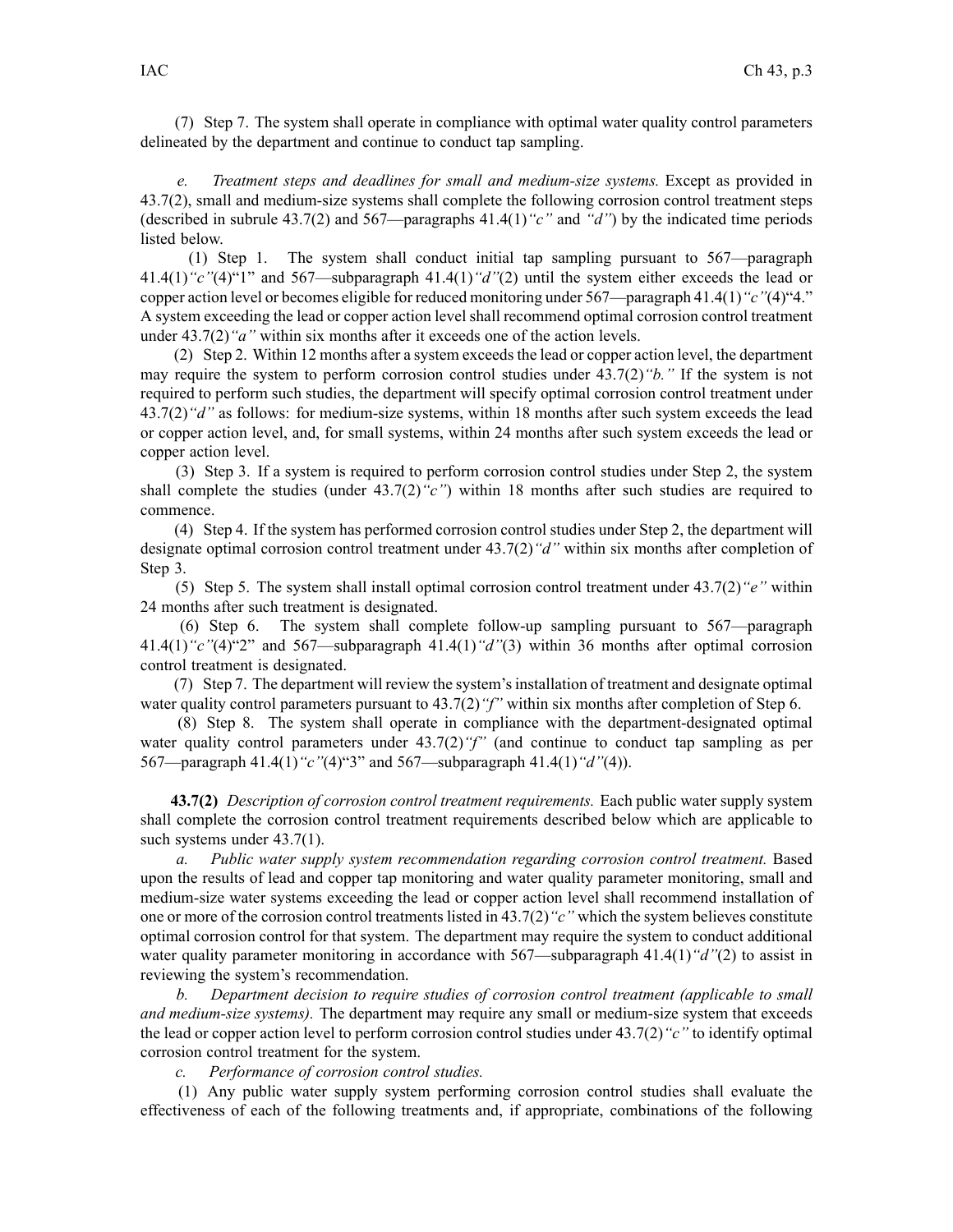(7) Step 7. The system shall operate in compliance with optimal water quality control parameters delineated by the department and continue to conduct tap sampling.

*e. Treatment steps and deadlines for small and medium-size systems.* Except as provided in 43.7(2), small and medium-size systems shall complete the following corrosion control treatment steps (described in subrule 43.7(2) and 567—paragraphs 41.4(1)*"c"* and *"d"*) by the indicated time periods listed below.

(1) Step 1. The system shall conduct initial tap sampling pursuant to 567—paragraph 41.4(1)*"c"*(4)"1" and 567—subparagraph 41.4(1)*"d"*(2) until the system either exceeds the lead or copper action level or becomes eligible for reduced monitoring under 567—paragraph 41.4(1)*"c"*(4)"4." A system exceeding the lead or copper action level shall recommend optimal corrosion control treatment under 43.7(2)*"a"* within six months after it exceeds one of the action levels.

(2) Step 2. Within 12 months after a system exceeds the lead or copper action level, the department may require the system to perform corrosion control studies under 43.7(2)*"b."* If the system is not required to perform such studies, the department will specify optimal corrosion control treatment under 43.7(2)*"d"* as follows: for medium-size systems, within 18 months after such system exceeds the lead or copper action level, and, for small systems, within 24 months after such system exceeds the lead or copper action level.

(3) Step 3. If a system is required to perform corrosion control studies under Step 2, the system shall complete the studies (under 43.7(2)*"c"*) within 18 months after such studies are required to commence.

(4) Step 4. If the system has performed corrosion control studies under Step 2, the department will designate optimal corrosion control treatment under 43.7(2)*"d"* within six months after completion of Step 3.

(5) Step 5. The system shall install optimal corrosion control treatment under 43.7(2)*"e"* within 24 months after such treatment is designated.

(6) Step 6. The system shall complete follow-up sampling pursuant to 567—paragraph 41.4(1)*"c"*(4)"2" and 567—subparagraph 41.4(1)*"d"*(3) within 36 months after optimal corrosion control treatment is designated.

(7) Step 7. The department will review the system's installation of treatment and designate optimal water quality control parameters pursuant to 43.7(2)*"f"* within six months after completion of Step 6.

(8) Step 8. The system shall operate in compliance with the department-designated optimal water quality control parameters under 43.7(2)*"f"* (and continue to conduct tap sampling as per 567—paragraph 41.4(1)*"c"*(4)"3" and 567—subparagraph 41.4(1)*"d"*(4)).

**43.7(2)** *Description of corrosion control treatment requirements.* Each public water supply system shall complete the corrosion control treatment requirements described below which are applicable to such systems under 43.7(1).

*a. Public water supply system recommendation regarding corrosion control treatment.* Based upon the results of lead and copper tap monitoring and water quality parameter monitoring, small and medium-size water systems exceeding the lead or copper action level shall recommend installation of one or more of the corrosion control treatments listed in 43.7(2)*"c"* which the system believes constitute optimal corrosion control for that system. The department may require the system to conduct additional water quality parameter monitoring in accordance with 567—subparagraph 41.4(1)*"d"*(2) to assist in reviewing the system's recommendation.

*b. Department decision to require studies of corrosion control treatment (applicable to small and medium-size systems).* The department may require any small or medium-size system that exceeds the lead or copper action level to perform corrosion control studies under 43.7(2)*"c"* to identify optimal corrosion control treatment for the system.

*c. Performance of corrosion control studies.*

(1) Any public water supply system performing corrosion control studies shall evaluate the effectiveness of each of the following treatments and, if appropriate, combinations of the following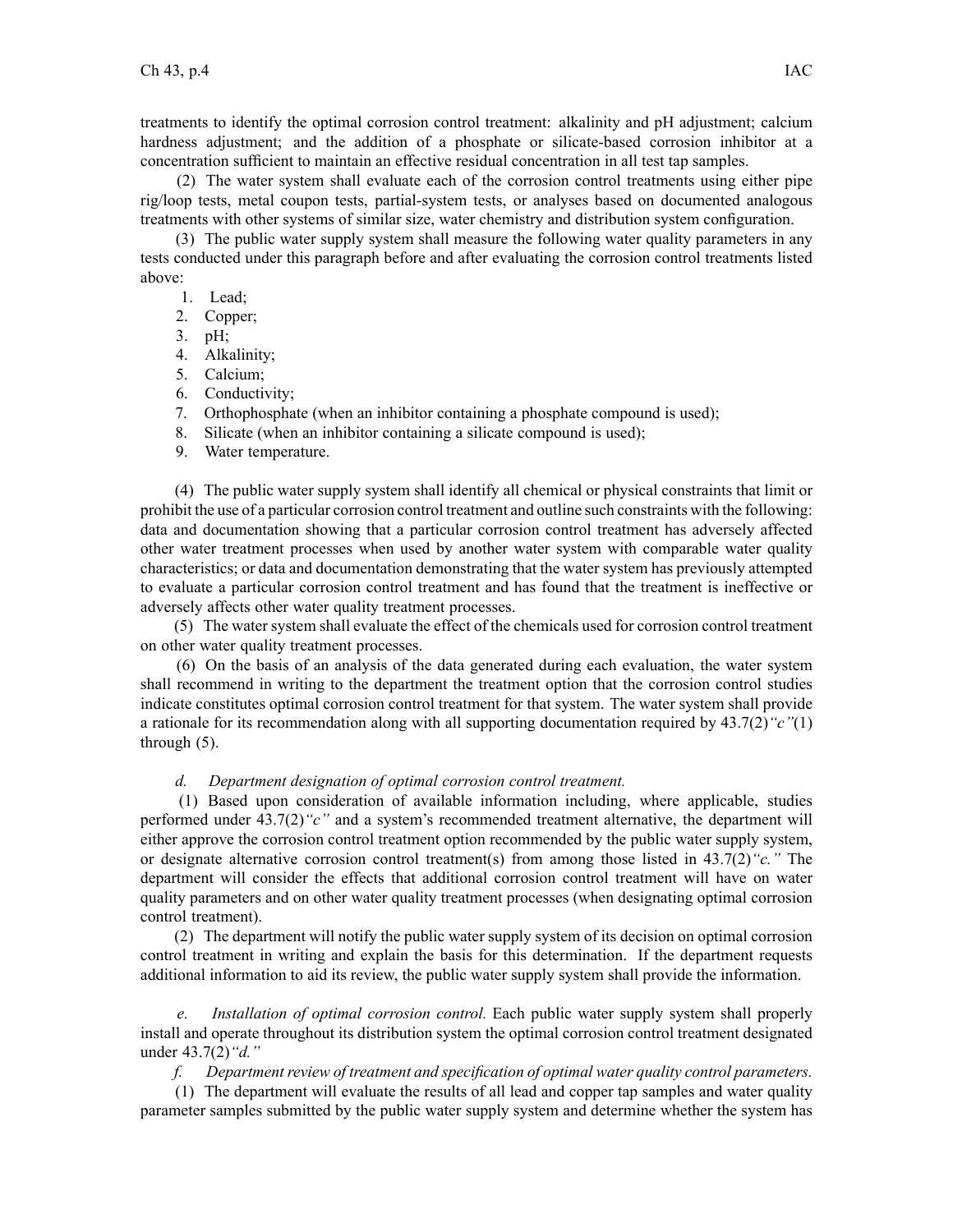treatments to identify the optimal corrosion control treatment: alkalinity and pH adjustment; calcium hardness adjustment; and the addition of a phosphate or silicate-based corrosion inhibitor at a concentration sufficient to maintain an effective residual concentration in all test tap samples.

(2) The water system shall evaluate each of the corrosion control treatments using either pipe rig/loop tests, metal coupon tests, partial-system tests, or analyses based on documented analogous treatments with other systems of similar size, water chemistry and distribution system configuration.

(3) The public water supply system shall measure the following water quality parameters in any tests conducted under this paragraph before and after evaluating the corrosion control treatments listed above:

1. Lead;
2. Copper;
3. pH;
4. Alkalinity;
5. Calcium;
6. Conductivity;
7. Orthophosphate (when an inhibitor containing a phosphate compound is used);
8. Silicate (when an inhibitor containing a silicate compound is used);
9. Water temperature.

(4) The public water supply system shall identify all chemical or physical constraints that limit or prohibit the use of a particular corrosion control treatment and outline such constraints with the following: data and documentation showing that a particular corrosion control treatment has adversely affected other water treatment processes when used by another water system with comparable water quality characteristics; or data and documentation demonstrating that the water system has previously attempted to evaluate a particular corrosion control treatment and has found that the treatment is ineffective or adversely affects other water quality treatment processes.

(5) The water system shall evaluate the effect of the chemicals used for corrosion control treatment on other water quality treatment processes.

(6) On the basis of an analysis of the data generated during each evaluation, the water system shall recommend in writing to the department the treatment option that the corrosion control studies indicate constitutes optimal corrosion control treatment for that system. The water system shall provide a rationale for its recommendation along with all supporting documentation required by 43.7(2)*"c"*(1) through (5).

*d. Department designation of optimal corrosion control treatment.*

(1) Based upon consideration of available information including, where applicable, studies performed under 43.7(2)*"c"* and a system's recommended treatment alternative, the department will either approve the corrosion control treatment option recommended by the public water supply system, or designate alternative corrosion control treatment(s) from among those listed in 43.7(2)*"c."* The department will consider the effects that additional corrosion control treatment will have on water quality parameters and on other water quality treatment processes (when designating optimal corrosion control treatment).

(2) The department will notify the public water supply system of its decision on optimal corrosion control treatment in writing and explain the basis for this determination. If the department requests additional information to aid its review, the public water supply system shall provide the information.

*e. Installation of optimal corrosion control.* Each public water supply system shall properly install and operate throughout its distribution system the optimal corrosion control treatment designated under 43.7(2)*"d."*

*f. Department review of treatment and specification of optimal water quality control parameters.*

(1) The department will evaluate the results of all lead and copper tap samples and water quality parameter samples submitted by the public water supply system and determine whether the system has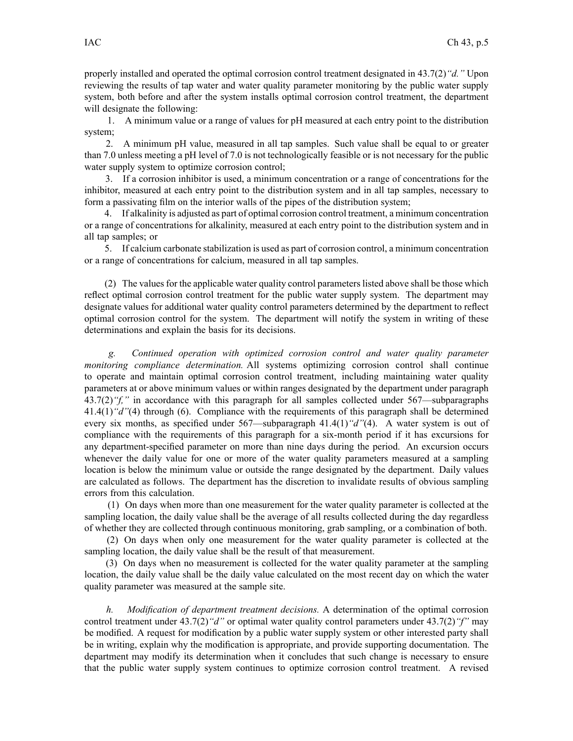properly installed and operated the optimal corrosion control treatment designated in 43.7(2)*"d."* Upon reviewing the results of tap water and water quality parameter monitoring by the public water supply system, both before and after the system installs optimal corrosion control treatment, the department will designate the following:

1. A minimum value or a range of values for pH measured at each entry point to the distribution system;

2. A minimum pH value, measured in all tap samples. Such value shall be equal to or greater than 7.0 unless meeting a pH level of 7.0 is not technologically feasible or is not necessary for the public water supply system to optimize corrosion control;

3. If a corrosion inhibitor is used, a minimum concentration or a range of concentrations for the inhibitor, measured at each entry point to the distribution system and in all tap samples, necessary to form a passivating film on the interior walls of the pipes of the distribution system;

4. If alkalinity is adjusted as part of optimal corrosion control treatment, a minimum concentration or a range of concentrations for alkalinity, measured at each entry point to the distribution system and in all tap samples; or

5. If calcium carbonate stabilization is used as part of corrosion control, a minimum concentration or a range of concentrations for calcium, measured in all tap samples.

(2) The values for the applicable water quality control parameters listed above shall be those which reflect optimal corrosion control treatment for the public water supply system. The department may designate values for additional water quality control parameters determined by the department to reflect optimal corrosion control for the system. The department will notify the system in writing of these determinations and explain the basis for its decisions.

*g. Continued operation with optimized corrosion control and water quality parameter monitoring compliance determination.* All systems optimizing corrosion control shall continue to operate and maintain optimal corrosion control treatment, including maintaining water quality parameters at or above minimum values or within ranges designated by the department under paragraph 43.7(2)*"f,"* in accordance with this paragraph for all samples collected under 567—subparagraphs 41.4(1)*"d"*(4) through (6). Compliance with the requirements of this paragraph shall be determined every six months, as specified under 567—subparagraph 41.4(1)*"d"*(4). A water system is out of compliance with the requirements of this paragraph for a six-month period if it has excursions for any department-specified parameter on more than nine days during the period. An excursion occurs whenever the daily value for one or more of the water quality parameters measured at a sampling location is below the minimum value or outside the range designated by the department. Daily values are calculated as follows. The department has the discretion to invalidate results of obvious sampling errors from this calculation.

(1) On days when more than one measurement for the water quality parameter is collected at the sampling location, the daily value shall be the average of all results collected during the day regardless of whether they are collected through continuous monitoring, grab sampling, or a combination of both.

(2) On days when only one measurement for the water quality parameter is collected at the sampling location, the daily value shall be the result of that measurement.

(3) On days when no measurement is collected for the water quality parameter at the sampling location, the daily value shall be the daily value calculated on the most recent day on which the water quality parameter was measured at the sample site.

*h. Modification of department treatment decisions.* A determination of the optimal corrosion control treatment under 43.7(2)*"d"* or optimal water quality control parameters under 43.7(2)*"f"* may be modified. A request for modification by a public water supply system or other interested party shall be in writing, explain why the modification is appropriate, and provide supporting documentation. The department may modify its determination when it concludes that such change is necessary to ensure that the public water supply system continues to optimize corrosion control treatment. A revised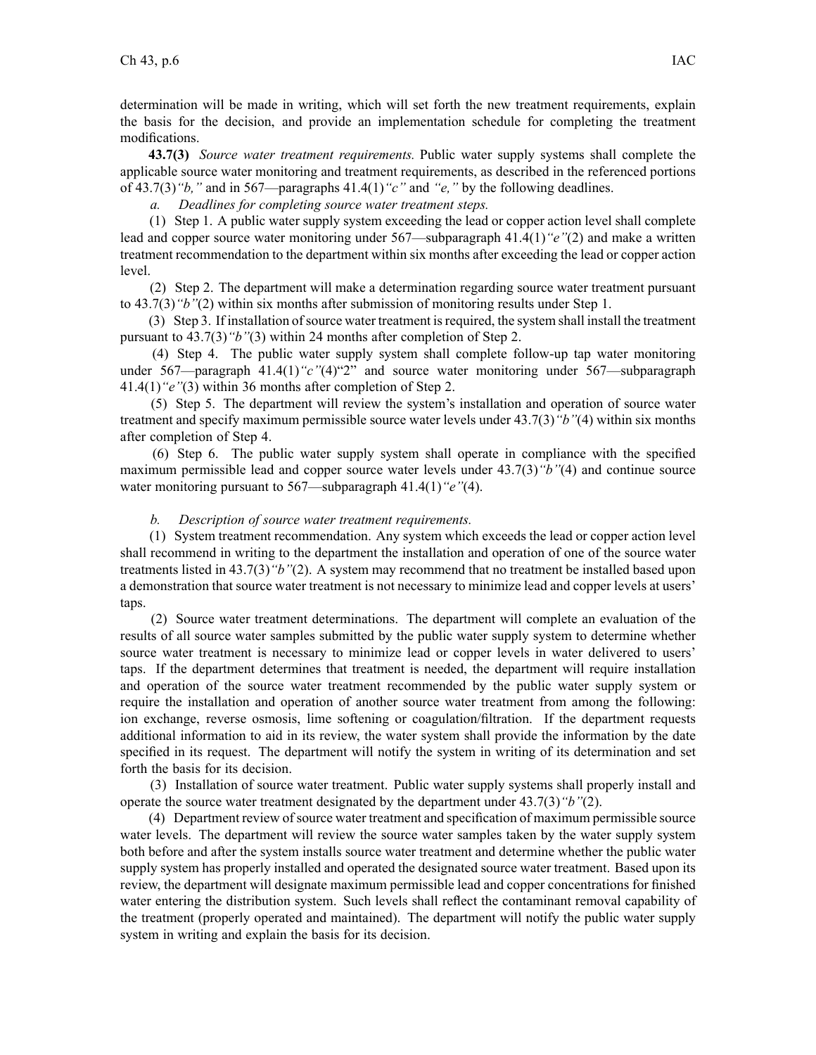determination will be made in writing, which will set forth the new treatment requirements, explain the basis for the decision, and provide an implementation schedule for completing the treatment modifications.

**43.7(3)** *Source water treatment requirements.* Public water supply systems shall complete the applicable source water monitoring and treatment requirements, as described in the referenced portions of 43.7(3)*"b,"* and in 567—paragraphs 41.4(1)*"c"* and *"e,"* by the following deadlines.

*a. Deadlines for completing source water treatment steps.*

(1) Step 1. A public water supply system exceeding the lead or copper action level shall complete lead and copper source water monitoring under 567—subparagraph 41.4(1)*"e"*(2) and make a written treatment recommendation to the department within six months after exceeding the lead or copper action level.

(2) Step 2. The department will make a determination regarding source water treatment pursuant to 43.7(3)*"b"*(2) within six months after submission of monitoring results under Step 1.

(3) Step 3. If installation of source water treatment is required, the system shall install the treatment pursuant to 43.7(3)*"b"*(3) within 24 months after completion of Step 2.

(4) Step 4. The public water supply system shall complete follow-up tap water monitoring under 567—paragraph 41.4(1)*"c"*(4)"2" and source water monitoring under 567—subparagraph 41.4(1)*"e"*(3) within 36 months after completion of Step 2.

(5) Step 5. The department will review the system's installation and operation of source water treatment and specify maximum permissible source water levels under 43.7(3)*"b"*(4) within six months after completion of Step 4.

(6) Step 6. The public water supply system shall operate in compliance with the specified maximum permissible lead and copper source water levels under 43.7(3)*"b"*(4) and continue source water monitoring pursuant to 567—subparagraph 41.4(1)*"e"*(4).

*b. Description of source water treatment requirements.*

(1) System treatment recommendation. Any system which exceeds the lead or copper action level shall recommend in writing to the department the installation and operation of one of the source water treatments listed in 43.7(3)*"b"*(2). A system may recommend that no treatment be installed based upon a demonstration that source water treatment is not necessary to minimize lead and copper levels at users' taps.

(2) Source water treatment determinations. The department will complete an evaluation of the results of all source water samples submitted by the public water supply system to determine whether source water treatment is necessary to minimize lead or copper levels in water delivered to users' taps. If the department determines that treatment is needed, the department will require installation and operation of the source water treatment recommended by the public water supply system or require the installation and operation of another source water treatment from among the following: ion exchange, reverse osmosis, lime softening or coagulation/filtration. If the department requests additional information to aid in its review, the water system shall provide the information by the date specified in its request. The department will notify the system in writing of its determination and set forth the basis for its decision.

(3) Installation of source water treatment. Public water supply systems shall properly install and operate the source water treatment designated by the department under 43.7(3)*"b"*(2).

(4) Department review of source water treatment and specification of maximum permissible source water levels. The department will review the source water samples taken by the water supply system both before and after the system installs source water treatment and determine whether the public water supply system has properly installed and operated the designated source water treatment. Based upon its review, the department will designate maximum permissible lead and copper concentrations for finished water entering the distribution system. Such levels shall reflect the contaminant removal capability of the treatment (properly operated and maintained). The department will notify the public water supply system in writing and explain the basis for its decision.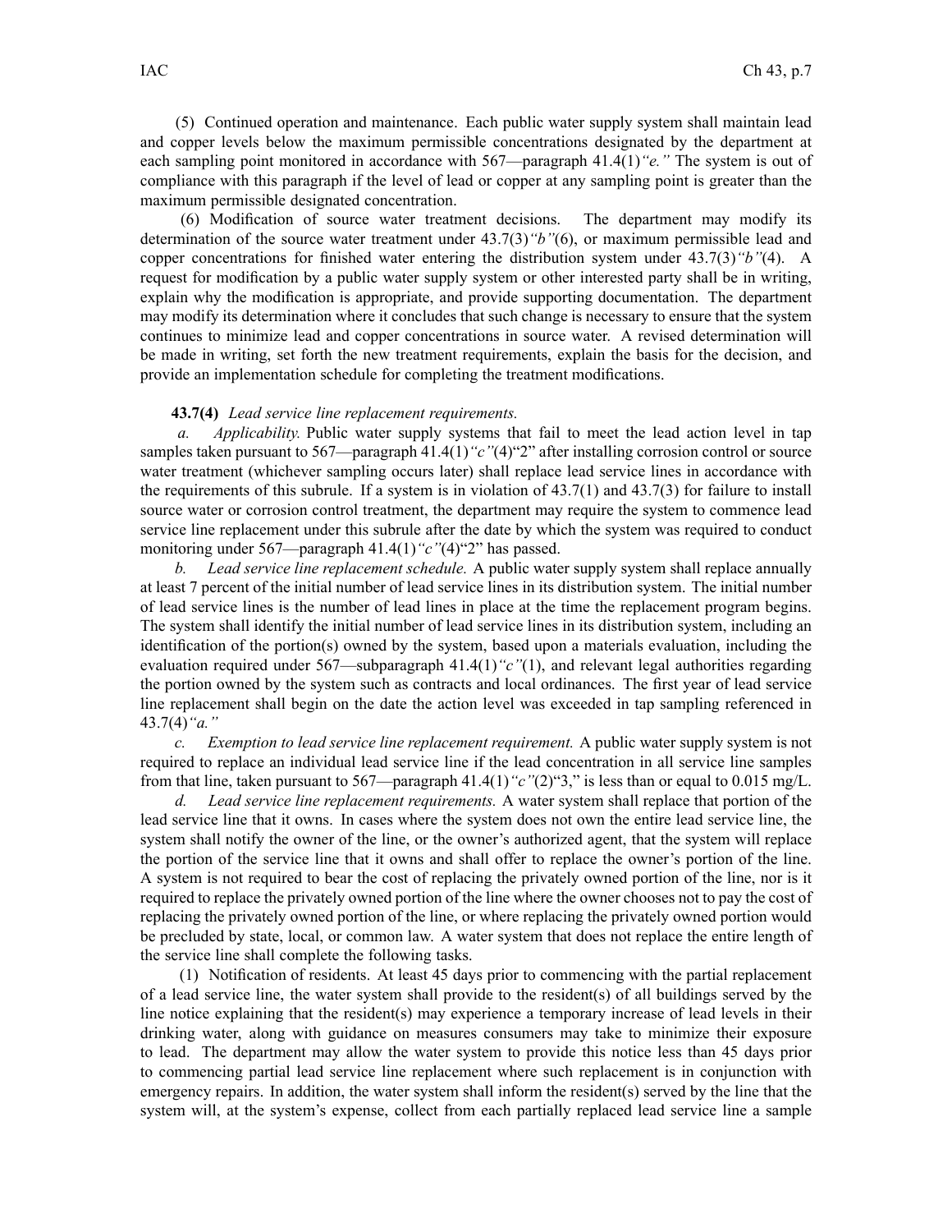(5) Continued operation and maintenance. Each public water supply system shall maintain lead and copper levels below the maximum permissible concentrations designated by the department at each sampling point monitored in accordance with 567—paragraph 41.4(1)*"e."* The system is out of compliance with this paragraph if the level of lead or copper at any sampling point is greater than the maximum permissible designated concentration.

(6) Modification of source water treatment decisions. The department may modify its determination of the source water treatment under 43.7(3)*"b"*(6), or maximum permissible lead and copper concentrations for finished water entering the distribution system under 43.7(3)*"b"*(4). A request for modification by a public water supply system or other interested party shall be in writing, explain why the modification is appropriate, and provide supporting documentation. The department may modify its determination where it concludes that such change is necessary to ensure that the system continues to minimize lead and copper concentrations in source water. A revised determination will be made in writing, set forth the new treatment requirements, explain the basis for the decision, and provide an implementation schedule for completing the treatment modifications.

**43.7(4)** *Lead service line replacement requirements.*

*a. Applicability.* Public water supply systems that fail to meet the lead action level in tap samples taken pursuant to 567—paragraph 41.4(1)*"c"*(4)"2" after installing corrosion control or source water treatment (whichever sampling occurs later) shall replace lead service lines in accordance with the requirements of this subrule. If a system is in violation of 43.7(1) and 43.7(3) for failure to install source water or corrosion control treatment, the department may require the system to commence lead service line replacement under this subrule after the date by which the system was required to conduct monitoring under 567—paragraph 41.4(1)*"c"*(4)"2" has passed.

*b. Lead service line replacement schedule.* A public water supply system shall replace annually at least 7 percent of the initial number of lead service lines in its distribution system. The initial number of lead service lines is the number of lead lines in place at the time the replacement program begins. The system shall identify the initial number of lead service lines in its distribution system, including an identification of the portion(s) owned by the system, based upon a materials evaluation, including the evaluation required under 567—subparagraph 41.4(1)*"c"*(1), and relevant legal authorities regarding the portion owned by the system such as contracts and local ordinances. The first year of lead service line replacement shall begin on the date the action level was exceeded in tap sampling referenced in 43.7(4)*"a."*

*c. Exemption to lead service line replacement requirement.* A public water supply system is not required to replace an individual lead service line if the lead concentration in all service line samples from that line, taken pursuant to 567—paragraph 41.4(1)*"c"*(2)"3," is less than or equal to 0.015 mg/L.

*d. Lead service line replacement requirements.* A water system shall replace that portion of the lead service line that it owns. In cases where the system does not own the entire lead service line, the system shall notify the owner of the line, or the owner's authorized agent, that the system will replace the portion of the service line that it owns and shall offer to replace the owner's portion of the line. A system is not required to bear the cost of replacing the privately owned portion of the line, nor is it required to replace the privately owned portion of the line where the owner chooses not to pay the cost of replacing the privately owned portion of the line, or where replacing the privately owned portion would be precluded by state, local, or common law. A water system that does not replace the entire length of the service line shall complete the following tasks.

(1) Notification of residents. At least 45 days prior to commencing with the partial replacement of a lead service line, the water system shall provide to the resident(s) of all buildings served by the line notice explaining that the resident(s) may experience a temporary increase of lead levels in their drinking water, along with guidance on measures consumers may take to minimize their exposure to lead. The department may allow the water system to provide this notice less than 45 days prior to commencing partial lead service line replacement where such replacement is in conjunction with emergency repairs. In addition, the water system shall inform the resident(s) served by the line that the system will, at the system's expense, collect from each partially replaced lead service line a sample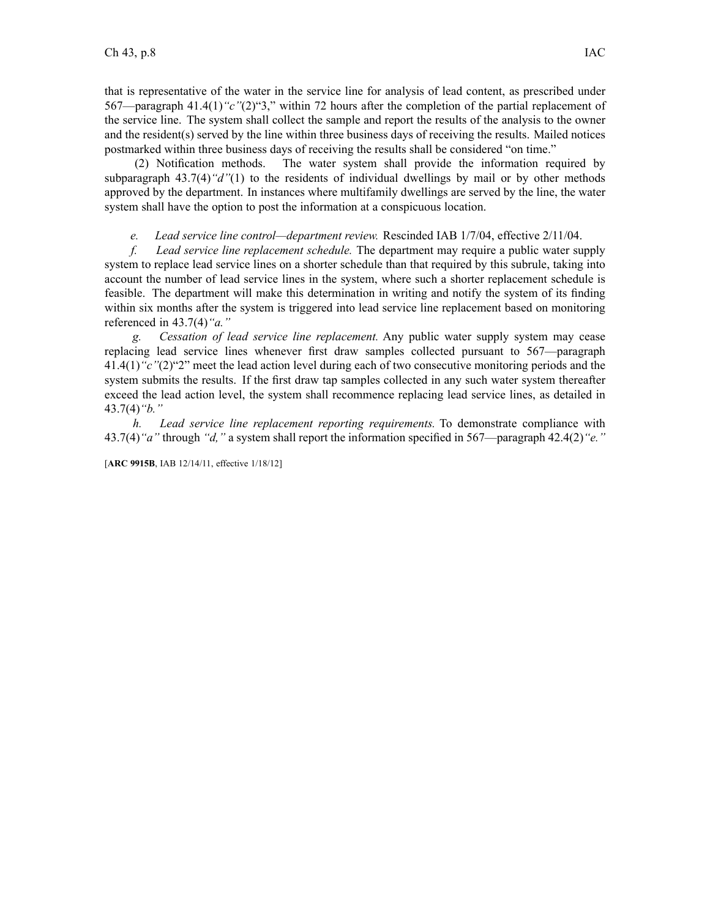that is representative of the water in the service line for analysis of lead content, as prescribed under 567—paragraph 41.4(1)*"c"*(2)"3," within 72 hours after the completion of the partial replacement of the service line. The system shall collect the sample and report the results of the analysis to the owner and the resident(s) served by the line within three business days of receiving the results. Mailed notices postmarked within three business days of receiving the results shall be considered "on time."

(2) Notification methods. The water system shall provide the information required by subparagraph 43.7(4)*"d"*(1) to the residents of individual dwellings by mail or by other methods approved by the department. In instances where multifamily dwellings are served by the line, the water system shall have the option to post the information at a conspicuous location.

*e. Lead service line control—department review.* Rescinded IAB 1/7/04, effective 2/11/04.

*f. Lead service line replacement schedule.* The department may require a public water supply system to replace lead service lines on a shorter schedule than that required by this subrule, taking into account the number of lead service lines in the system, where such a shorter replacement schedule is feasible. The department will make this determination in writing and notify the system of its finding within six months after the system is triggered into lead service line replacement based on monitoring referenced in 43.7(4)*"a."*

*g. Cessation of lead service line replacement.* Any public water supply system may cease replacing lead service lines whenever first draw samples collected pursuant to 567—paragraph 41.4(1)*"c"*(2)"2" meet the lead action level during each of two consecutive monitoring periods and the system submits the results. If the first draw tap samples collected in any such water system thereafter exceed the lead action level, the system shall recommence replacing lead service lines, as detailed in 43.7(4)*"b."*

*h. Lead service line replacement reporting requirements.* To demonstrate compliance with 43.7(4)*"a"* through *"d,"* a system shall report the information specified in 567—paragraph 42.4(2)*"e."*

[**ARC 9915B**, IAB 12/14/11, effective 1/18/12]